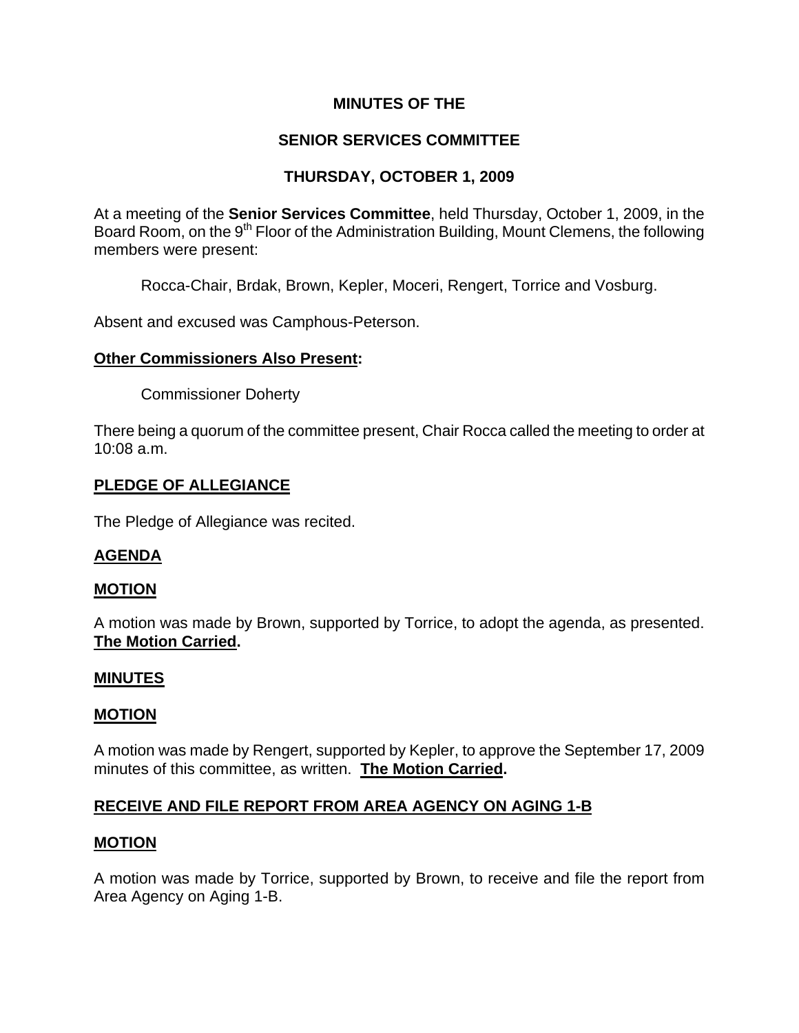# MINUTES OF THE

# SENIOR SERVICES COMMITTEE

# THURSDAY, OCTOBER 1, 2009

At a meeting of the **Senior Services Committee**, held Thursday, October 1, 2009, in the Board Room, on the 9th Floor of the Administration Building, Mount Clemens, the following members were present:

Rocca-Chair, Brdak, Brown, Kepler, Moceri, Rengert, Torrice and Vosburg.

Absent and excused was Camphous-Peterson.

**Other Commissioners Also Present:**

Commissioner Doherty

There being a quorum of the committee present, Chair Rocca called the meeting to order at 10:08 a.m.

## PLEDGE OF ALLEGIANCE

The Pledge of Allegiance was recited.

## AGENDA

## MOTION

A motion was made by Brown, supported by Torrice, to adopt the agenda, as presented. **The Motion Carried.**

## MINUTES

## MOTION

A motion was made by Rengert, supported by Kepler, to approve the September 17, 2009 minutes of this committee, as written. **The Motion Carried.**

## RECEIVE AND FILE REPORT FROM AREA AGENCY ON AGING 1-B

## MOTION

A motion was made by Torrice, supported by Brown, to receive and file the report from Area Agency on Aging 1-B.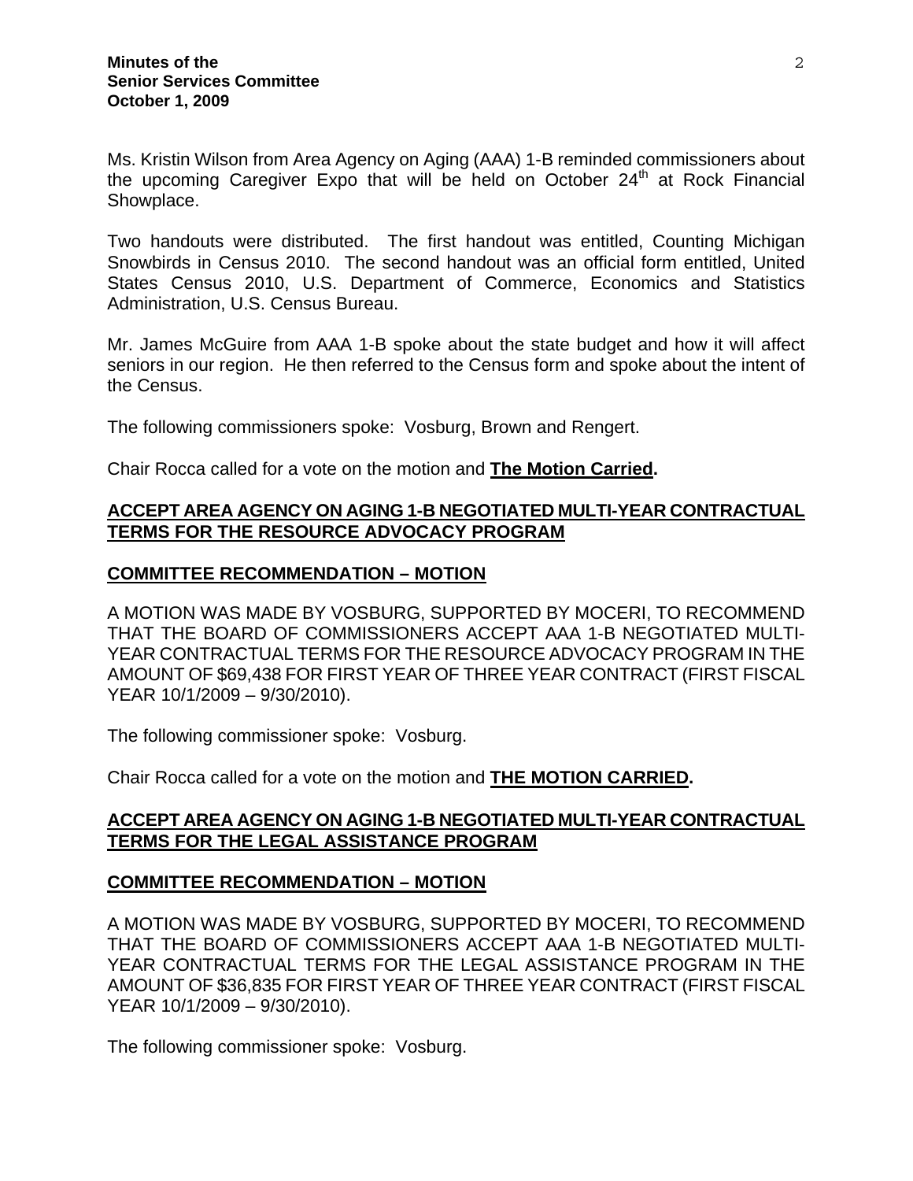Ms. Kristin Wilson from Area Agency on Aging (AAA) 1-B reminded commissioners about the upcoming Caregiver Expo that will be held on October 24th at Rock Financial Showplace.

Two handouts were distributed. The first handout was entitled, Counting Michigan Snowbirds in Census 2010. The second handout was an official form entitled, United States Census 2010, U.S. Department of Commerce, Economics and Statistics Administration, U.S. Census Bureau.

Mr. James McGuire from AAA 1-B spoke about the state budget and how it will affect seniors in our region. He then referred to the Census form and spoke about the intent of the Census.

The following commissioners spoke: Vosburg, Brown and Rengert.

Chair Rocca called for a vote on the motion and **The Motion Carried.**

## ACCEPT AREA AGENCY ON AGING 1-B NEGOTIATED MULTI-YEAR CONTRACTUAL TERMS FOR THE RESOURCE ADVOCACY PROGRAM

### COMMITTEE RECOMMENDATION – MOTION

A MOTION WAS MADE BY VOSBURG, SUPPORTED BY MOCERI, TO RECOMMEND THAT THE BOARD OF COMMISSIONERS ACCEPT AAA 1-B NEGOTIATED MULTI-YEAR CONTRACTUAL TERMS FOR THE RESOURCE ADVOCACY PROGRAM IN THE AMOUNT OF $69,438 FOR FIRST YEAR OF THREE YEAR CONTRACT (FIRST FISCAL YEAR 10/1/2009 – 9/30/2010).

The following commissioner spoke: Vosburg.

Chair Rocca called for a vote on the motion and **THE MOTION CARRIED.**

## ACCEPT AREA AGENCY ON AGING 1-B NEGOTIATED MULTI-YEAR CONTRACTUAL TERMS FOR THE LEGAL ASSISTANCE PROGRAM

### COMMITTEE RECOMMENDATION – MOTION

A MOTION WAS MADE BY VOSBURG, SUPPORTED BY MOCERI, TO RECOMMEND THAT THE BOARD OF COMMISSIONERS ACCEPT AAA 1-B NEGOTIATED MULTI-YEAR CONTRACTUAL TERMS FOR THE LEGAL ASSISTANCE PROGRAM IN THE AMOUNT OF $36,835 FOR FIRST YEAR OF THREE YEAR CONTRACT (FIRST FISCAL YEAR 10/1/2009 – 9/30/2010).

The following commissioner spoke: Vosburg.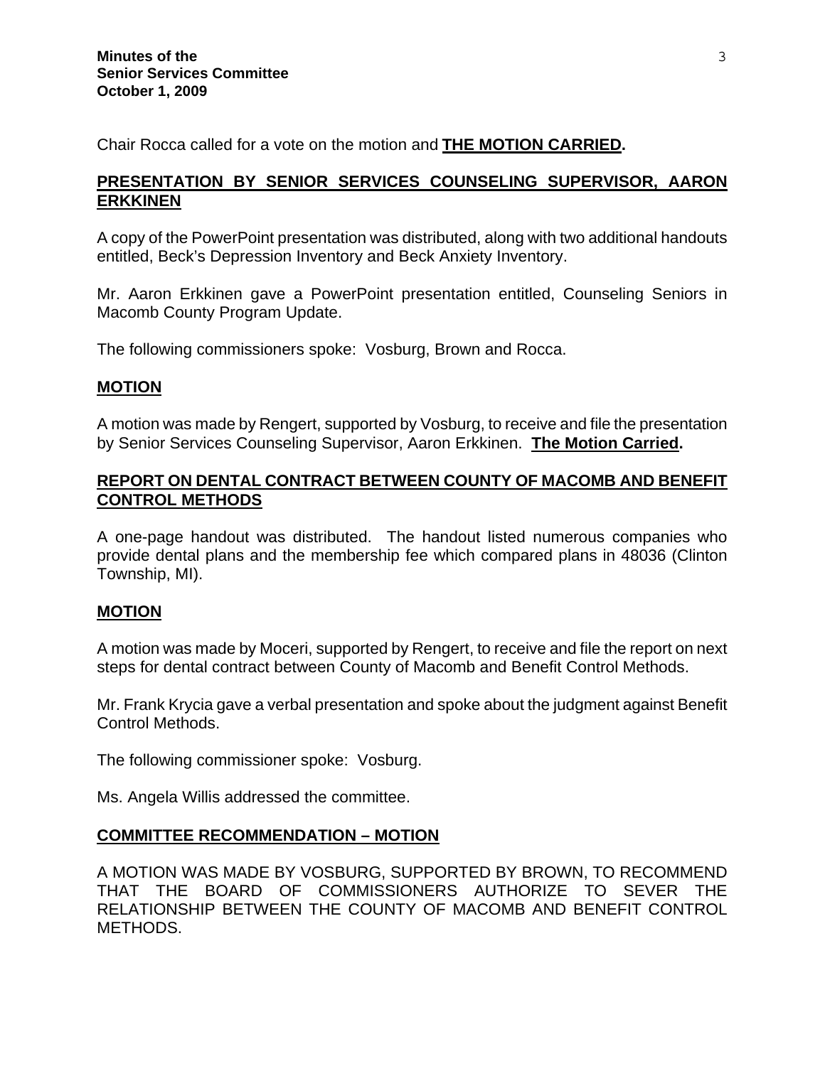Chair Rocca called for a vote on the motion and **THE MOTION CARRIED.**

## PRESENTATION BY SENIOR SERVICES COUNSELING SUPERVISOR, AARON ERKKINEN

A copy of the PowerPoint presentation was distributed, along with two additional handouts entitled, Beck's Depression Inventory and Beck Anxiety Inventory.

Mr. Aaron Erkkinen gave a PowerPoint presentation entitled, Counseling Seniors in Macomb County Program Update.

The following commissioners spoke: Vosburg, Brown and Rocca.

## MOTION

A motion was made by Rengert, supported by Vosburg, to receive and file the presentation by Senior Services Counseling Supervisor, Aaron Erkkinen. **The Motion Carried.**

## REPORT ON DENTAL CONTRACT BETWEEN COUNTY OF MACOMB AND BENEFIT CONTROL METHODS

A one-page handout was distributed. The handout listed numerous companies who provide dental plans and the membership fee which compared plans in 48036 (Clinton Township, MI).

## MOTION

A motion was made by Moceri, supported by Rengert, to receive and file the report on next steps for dental contract between County of Macomb and Benefit Control Methods.

Mr. Frank Krycia gave a verbal presentation and spoke about the judgment against Benefit Control Methods.

The following commissioner spoke: Vosburg.

Ms. Angela Willis addressed the committee.

## COMMITTEE RECOMMENDATION – MOTION

A MOTION WAS MADE BY VOSBURG, SUPPORTED BY BROWN, TO RECOMMEND THAT THE BOARD OF COMMISSIONERS AUTHORIZE TO SEVER THE RELATIONSHIP BETWEEN THE COUNTY OF MACOMB AND BENEFIT CONTROL METHODS.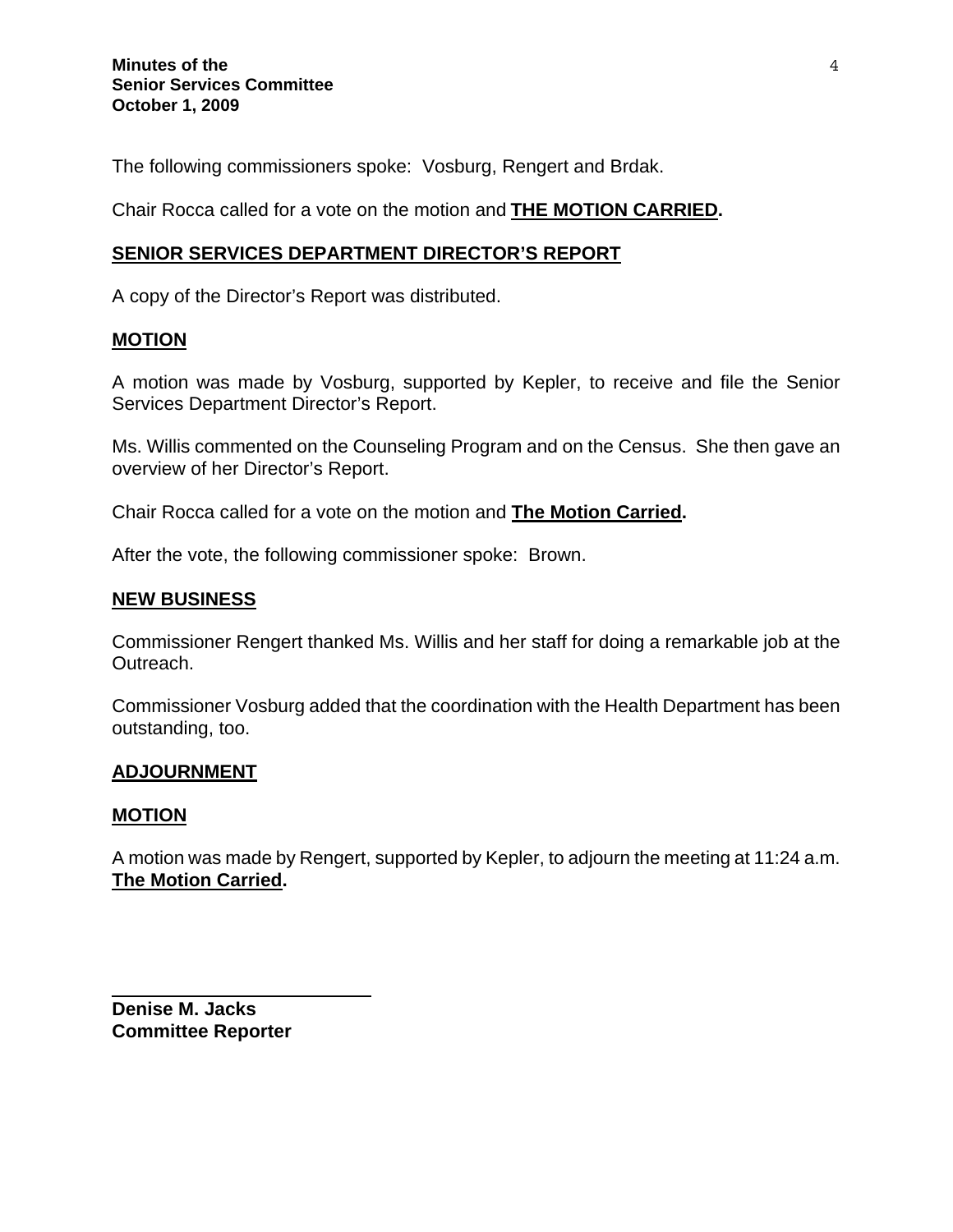The following commissioners spoke: Vosburg, Rengert and Brdak.

Chair Rocca called for a vote on the motion and **THE MOTION CARRIED.**

## SENIOR SERVICES DEPARTMENT DIRECTOR'S REPORT

A copy of the Director's Report was distributed.

## MOTION

A motion was made by Vosburg, supported by Kepler, to receive and file the Senior Services Department Director's Report.

Ms. Willis commented on the Counseling Program and on the Census. She then gave an overview of her Director's Report.

Chair Rocca called for a vote on the motion and **The Motion Carried.**

After the vote, the following commissioner spoke: Brown.

## NEW BUSINESS

Commissioner Rengert thanked Ms. Willis and her staff for doing a remarkable job at the Outreach.

Commissioner Vosburg added that the coordination with the Health Department has been outstanding, too.

## ADJOURNMENT

## MOTION

A motion was made by Rengert, supported by Kepler, to adjourn the meeting at 11:24 a.m. **The Motion Carried.**

**Denise M. Jacks**
**Committee Reporter**